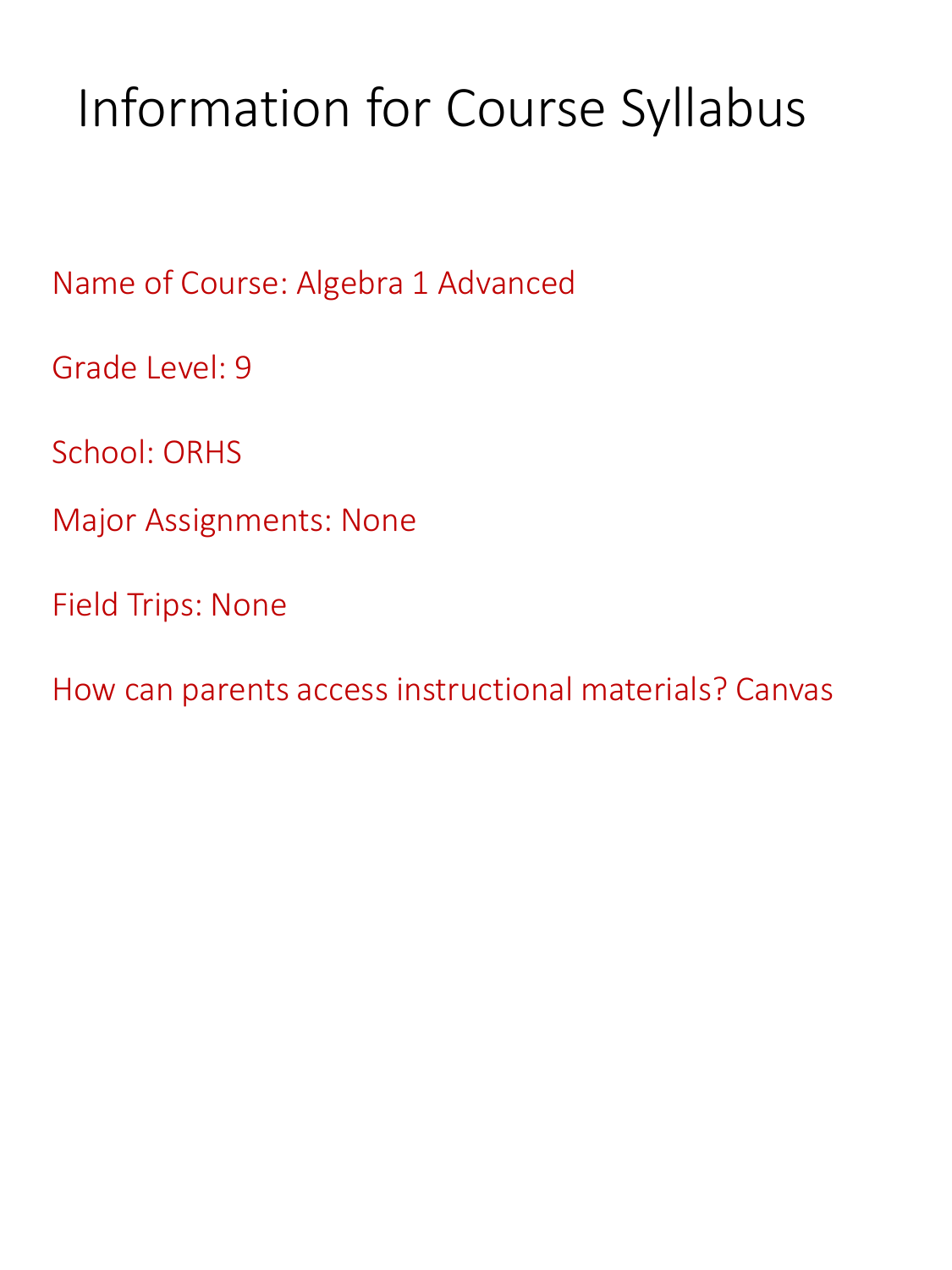# Information for Course Syllabus

Name of Course: Algebra 1 Advanced

Grade Level: 9

School: ORHS

Major Assignments: None

Field Trips: None

How can parents access instructional materials? Canvas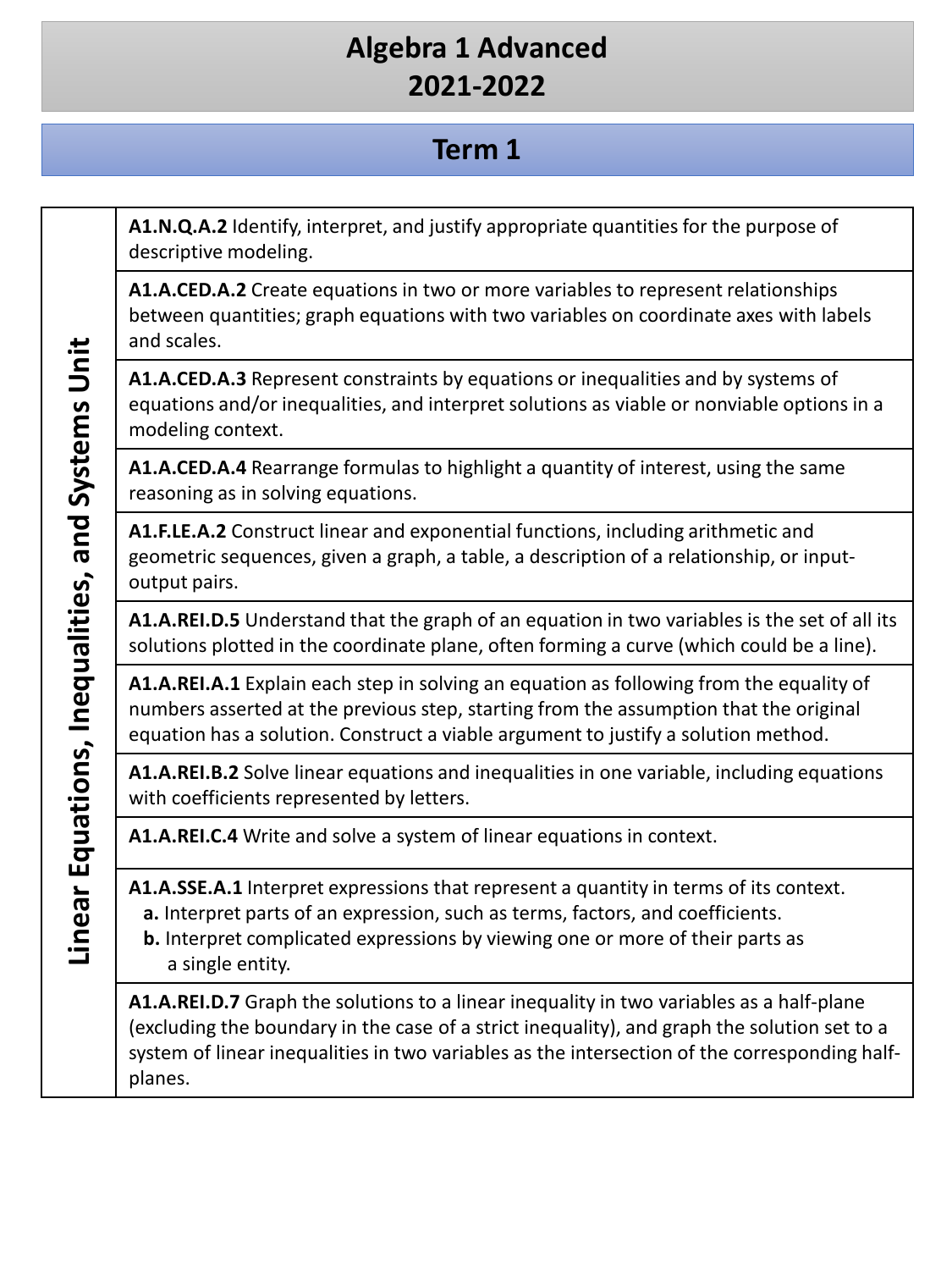# Algebra 1 Advanced
# 2021-2022

## Term 1

| Linear Equations, Inequalities, and Systems Unit | |
|---|---|
| | **A1.N.Q.A.2** Identify, interpret, and justify appropriate quantities for the purpose of descriptive modeling. |
| | **A1.A.CED.A.2** Create equations in two or more variables to represent relationships between quantities; graph equations with two variables on coordinate axes with labels and scales. |
| | **A1.A.CED.A.3** Represent constraints by equations or inequalities and by systems of equations and/or inequalities, and interpret solutions as viable or nonviable options in a modeling context. |
| | **A1.A.CED.A.4** Rearrange formulas to highlight a quantity of interest, using the same reasoning as in solving equations. |
| | **A1.F.LE.A.2** Construct linear and exponential functions, including arithmetic and geometric sequences, given a graph, a table, a description of a relationship, or input-output pairs. |
| | **A1.A.REI.D.5** Understand that the graph of an equation in two variables is the set of all its solutions plotted in the coordinate plane, often forming a curve (which could be a line). |
| | **A1.A.REI.A.1** Explain each step in solving an equation as following from the equality of numbers asserted at the previous step, starting from the assumption that the original equation has a solution. Construct a viable argument to justify a solution method. |
| | **A1.A.REI.B.2** Solve linear equations and inequalities in one variable, including equations with coefficients represented by letters. |
| | **A1.A.REI.C.4** Write and solve a system of linear equations in context. |
| | **A1.A.SSE.A.1** Interpret expressions that represent a quantity in terms of its context.<br>**a.** Interpret parts of an expression, such as terms, factors, and coefficients.<br>**b.** Interpret complicated expressions by viewing one or more of their parts as a single entity. |
| | **A1.A.REI.D.7** Graph the solutions to a linear inequality in two variables as a half-plane (excluding the boundary in the case of a strict inequality), and graph the solution set to a system of linear inequalities in two variables as the intersection of the corresponding half-planes. |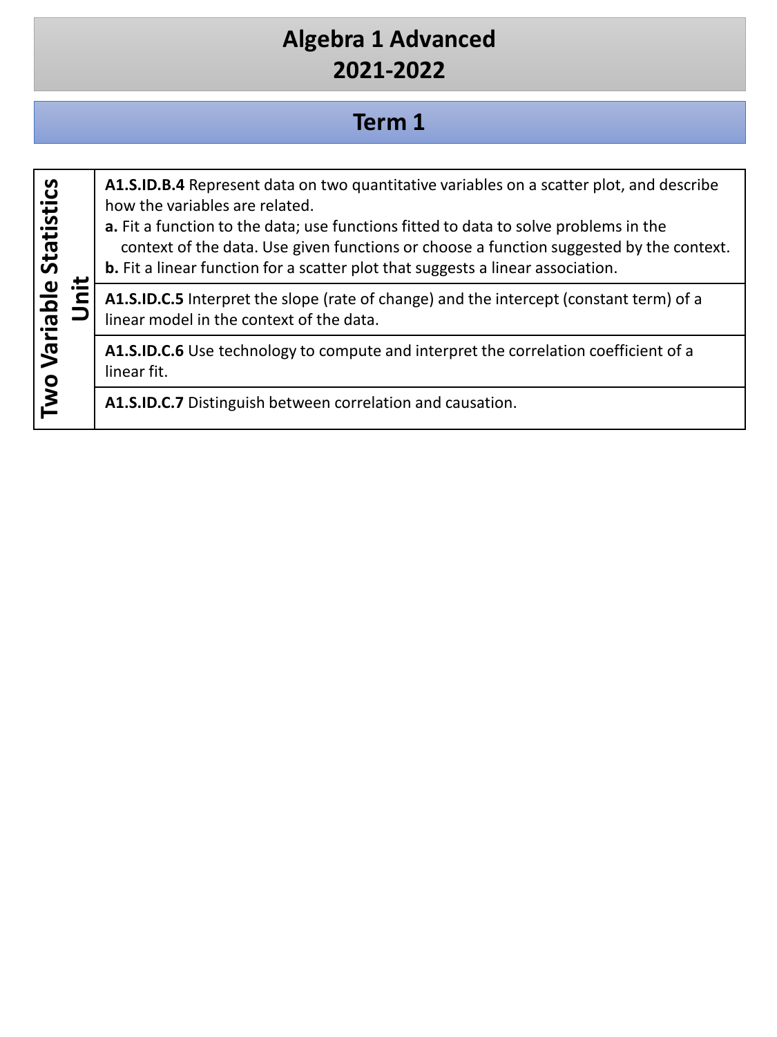# Algebra 1 Advanced
# 2021-2022

## Term 1

| Two Variable Statistics Unit | |
|---|---|
| | **A1.S.ID.B.4** Represent data on two quantitative variables on a scatter plot, and describe how the variables are related.<br>**a.** Fit a function to the data; use functions fitted to data to solve problems in the context of the data. Use given functions or choose a function suggested by the context.<br>**b.** Fit a linear function for a scatter plot that suggests a linear association. |
| | **A1.S.ID.C.5** Interpret the slope (rate of change) and the intercept (constant term) of a linear model in the context of the data. |
| | **A1.S.ID.C.6** Use technology to compute and interpret the correlation coefficient of a linear fit. |
| | **A1.S.ID.C.7** Distinguish between correlation and causation. |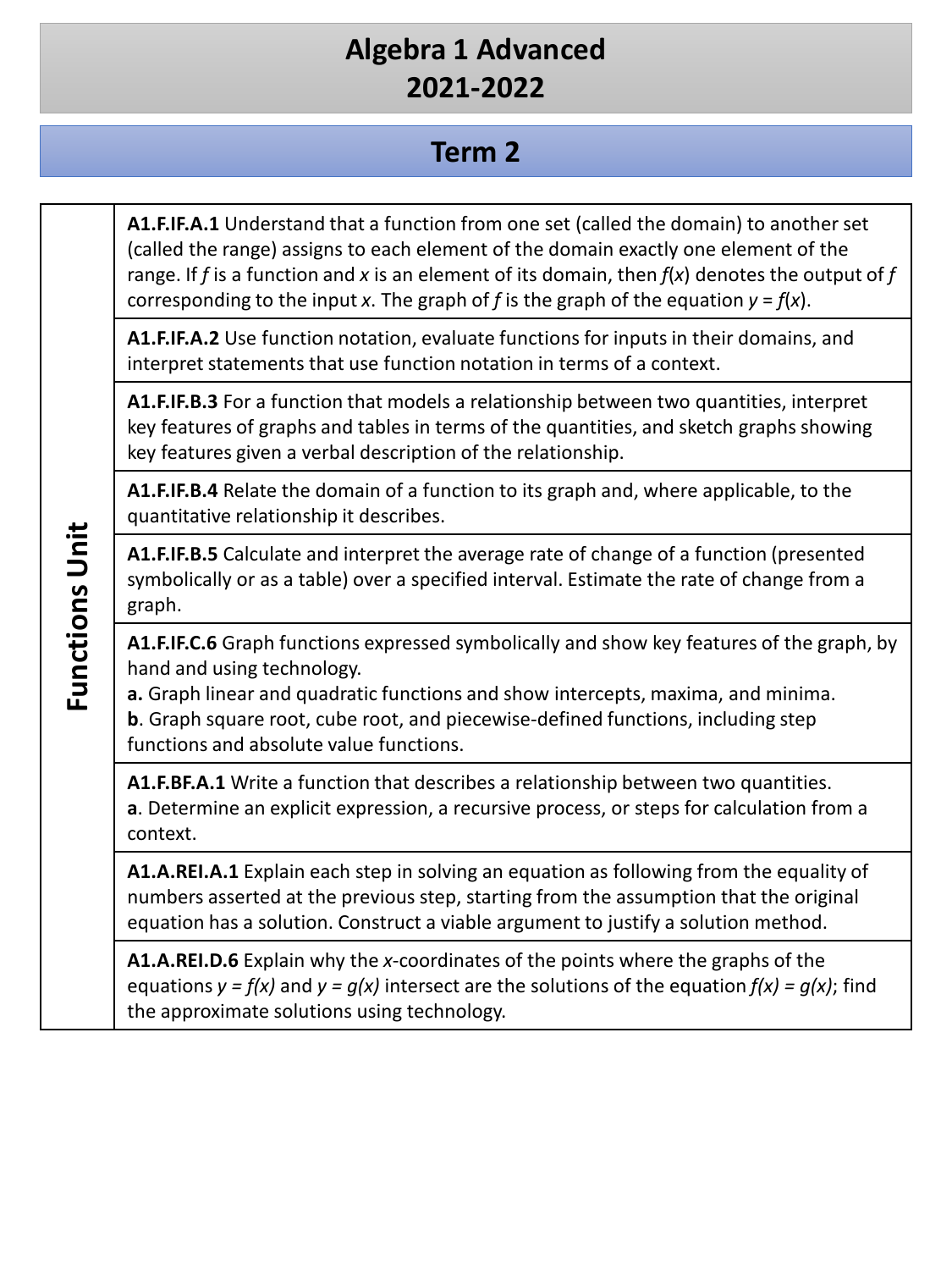# Algebra 1 Advanced
# 2021-2022

## Term 2

| Functions Unit | |
|---|---|
| Functions Unit | **A1.F.IF.A.1** Understand that a function from one set (called the domain) to another set (called the range) assigns to each element of the domain exactly one element of the range. If $f$ is a function and $x$ is an element of its domain, then $f(x)$ denotes the output of $f$ corresponding to the input $x$. The graph of $f$ is the graph of the equation $y = f(x)$. |
| | **A1.F.IF.A.2** Use function notation, evaluate functions for inputs in their domains, and interpret statements that use function notation in terms of a context. |
| | **A1.F.IF.B.3** For a function that models a relationship between two quantities, interpret key features of graphs and tables in terms of the quantities, and sketch graphs showing key features given a verbal description of the relationship. |
| | **A1.F.IF.B.4** Relate the domain of a function to its graph and, where applicable, to the quantitative relationship it describes. |
| | **A1.F.IF.B.5** Calculate and interpret the average rate of change of a function (presented symbolically or as a table) over a specified interval. Estimate the rate of change from a graph. |
| | **A1.F.IF.C.6** Graph functions expressed symbolically and show key features of the graph, by hand and using technology.<br>**a.** Graph linear and quadratic functions and show intercepts, maxima, and minima.<br>**b**. Graph square root, cube root, and piecewise-defined functions, including step functions and absolute value functions. |
| | **A1.F.BF.A.1** Write a function that describes a relationship between two quantities.<br>**a**. Determine an explicit expression, a recursive process, or steps for calculation from a context. |
| | **A1.A.REI.A.1** Explain each step in solving an equation as following from the equality of numbers asserted at the previous step, starting from the assumption that the original equation has a solution. Construct a viable argument to justify a solution method. |
| | **A1.A.REI.D.6** Explain why the $x$-coordinates of the points where the graphs of the equations $y = f(x)$ and $y = g(x)$ intersect are the solutions of the equation $f(x) = g(x)$; find the approximate solutions using technology. |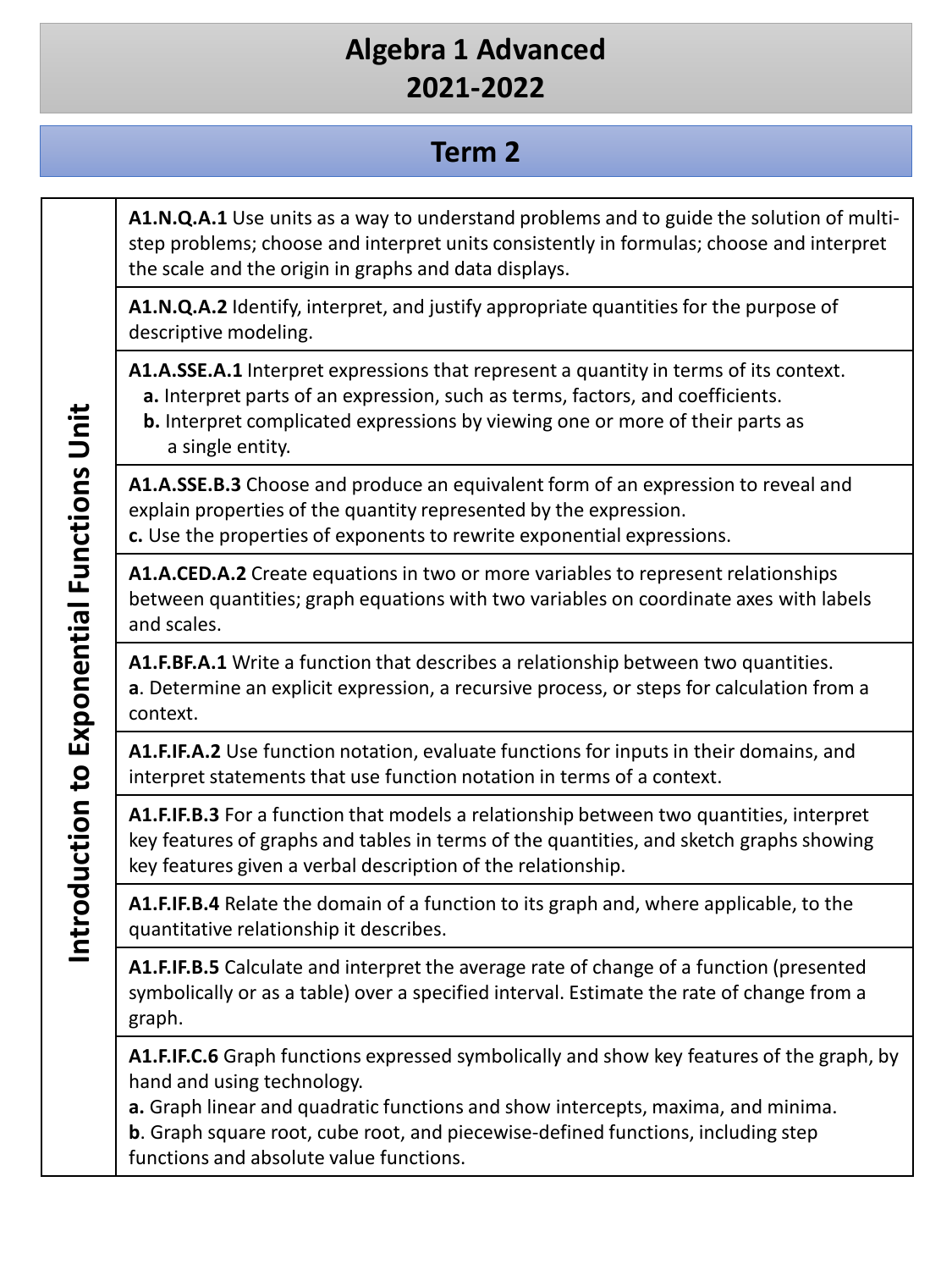# Algebra 1 Advanced
# 2021-2022

## Term 2

| Unit | Standard |
| --- | --- |
| **Introduction to Exponential Functions Unit** | **A1.N.Q.A.1** Use units as a way to understand problems and to guide the solution of multi-step problems; choose and interpret units consistently in formulas; choose and interpret the scale and the origin in graphs and data displays. |
| | **A1.N.Q.A.2** Identify, interpret, and justify appropriate quantities for the purpose of descriptive modeling. |
| | **A1.A.SSE.A.1** Interpret expressions that represent a quantity in terms of its context. **a.** Interpret parts of an expression, such as terms, factors, and coefficients. **b.** Interpret complicated expressions by viewing one or more of their parts as a single entity. |
| | **A1.A.SSE.B.3** Choose and produce an equivalent form of an expression to reveal and explain properties of the quantity represented by the expression. **c.** Use the properties of exponents to rewrite exponential expressions. |
| | **A1.A.CED.A.2** Create equations in two or more variables to represent relationships between quantities; graph equations with two variables on coordinate axes with labels and scales. |
| | **A1.F.BF.A.1** Write a function that describes a relationship between two quantities. **a**. Determine an explicit expression, a recursive process, or steps for calculation from a context. |
| | **A1.F.IF.A.2** Use function notation, evaluate functions for inputs in their domains, and interpret statements that use function notation in terms of a context. |
| | **A1.F.IF.B.3** For a function that models a relationship between two quantities, interpret key features of graphs and tables in terms of the quantities, and sketch graphs showing key features given a verbal description of the relationship. |
| | **A1.F.IF.B.4** Relate the domain of a function to its graph and, where applicable, to the quantitative relationship it describes. |
| | **A1.F.IF.B.5** Calculate and interpret the average rate of change of a function (presented symbolically or as a table) over a specified interval. Estimate the rate of change from a graph. |
| | **A1.F.IF.C.6** Graph functions expressed symbolically and show key features of the graph, by hand and using technology. **a.** Graph linear and quadratic functions and show intercepts, maxima, and minima. **b**. Graph square root, cube root, and piecewise-defined functions, including step functions and absolute value functions. |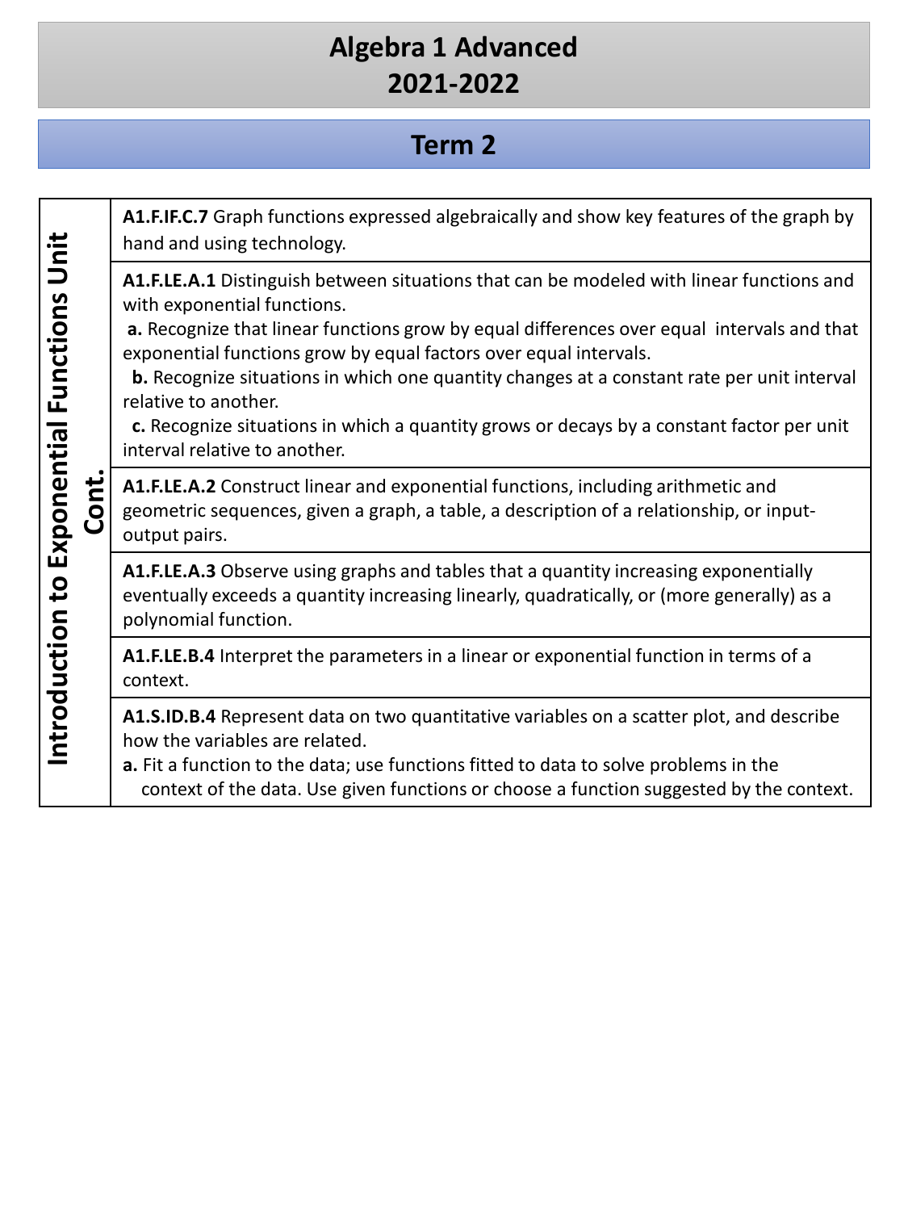# Algebra 1 Advanced
# 2021-2022

## Term 2

| Introduction to Exponential Functions Unit Cont. | |
|---|---|
| | **A1.F.IF.C.7** Graph functions expressed algebraically and show key features of the graph by hand and using technology. |
| | **A1.F.LE.A.1** Distinguish between situations that can be modeled with linear functions and with exponential functions.<br>**a.** Recognize that linear functions grow by equal differences over equal intervals and that exponential functions grow by equal factors over equal intervals.<br>**b.** Recognize situations in which one quantity changes at a constant rate per unit interval relative to another.<br>**c.** Recognize situations in which a quantity grows or decays by a constant factor per unit interval relative to another. |
| | **A1.F.LE.A.2** Construct linear and exponential functions, including arithmetic and geometric sequences, given a graph, a table, a description of a relationship, or input-output pairs. |
| | **A1.F.LE.A.3** Observe using graphs and tables that a quantity increasing exponentially eventually exceeds a quantity increasing linearly, quadratically, or (more generally) as a polynomial function. |
| | **A1.F.LE.B.4** Interpret the parameters in a linear or exponential function in terms of a context. |
| | **A1.S.ID.B.4** Represent data on two quantitative variables on a scatter plot, and describe how the variables are related.<br>**a.** Fit a function to the data; use functions fitted to data to solve problems in the context of the data. Use given functions or choose a function suggested by the context. |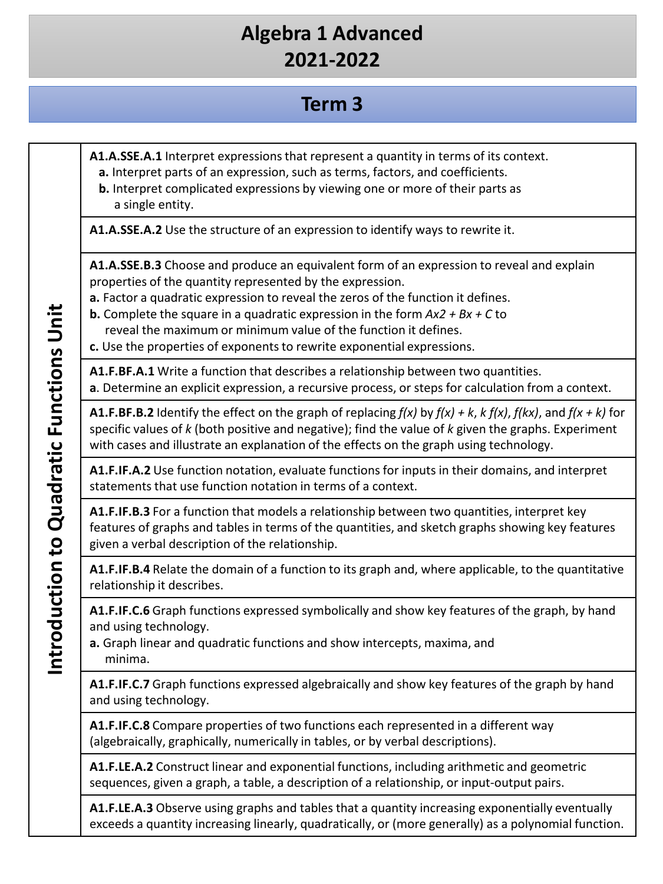# Algebra 1 Advanced
# 2021-2022

## Term 3

| Introduction to Quadratic Functions Unit | |
|---|---|
| | **A1.A.SSE.A.1** Interpret expressions that represent a quantity in terms of its context.<br>**a.** Interpret parts of an expression, such as terms, factors, and coefficients.<br>**b.** Interpret complicated expressions by viewing one or more of their parts as a single entity. |
| | **A1.A.SSE.A.2** Use the structure of an expression to identify ways to rewrite it. |
| | **A1.A.SSE.B.3** Choose and produce an equivalent form of an expression to reveal and explain properties of the quantity represented by the expression.<br>**a.** Factor a quadratic expression to reveal the zeros of the function it defines.<br>**b.** Complete the square in a quadratic expression in the form *Ax2 + Bx + C* to reveal the maximum or minimum value of the function it defines.<br>**c.** Use the properties of exponents to rewrite exponential expressions. |
| | **A1.F.BF.A.1** Write a function that describes a relationship between two quantities.<br>**a**. Determine an explicit expression, a recursive process, or steps for calculation from a context. |
| | **A1.F.BF.B.2** Identify the effect on the graph of replacing $f(x)$ by $f(x) + k$, $k\,f(x)$, $f(kx)$, and $f(x + k)$ for specific values of $k$ (both positive and negative); find the value of $k$ given the graphs. Experiment with cases and illustrate an explanation of the effects on the graph using technology. |
| | **A1.F.IF.A.2** Use function notation, evaluate functions for inputs in their domains, and interpret statements that use function notation in terms of a context. |
| | **A1.F.IF.B.3** For a function that models a relationship between two quantities, interpret key features of graphs and tables in terms of the quantities, and sketch graphs showing key features given a verbal description of the relationship. |
| | **A1.F.IF.B.4** Relate the domain of a function to its graph and, where applicable, to the quantitative relationship it describes. |
| | **A1.F.IF.C.6** Graph functions expressed symbolically and show key features of the graph, by hand and using technology.<br>**a.** Graph linear and quadratic functions and show intercepts, maxima, and minima. |
| | **A1.F.IF.C.7** Graph functions expressed algebraically and show key features of the graph by hand and using technology. |
| | **A1.F.IF.C.8** Compare properties of two functions each represented in a different way (algebraically, graphically, numerically in tables, or by verbal descriptions). |
| | **A1.F.LE.A.2** Construct linear and exponential functions, including arithmetic and geometric sequences, given a graph, a table, a description of a relationship, or input-output pairs. |
| | **A1.F.LE.A.3** Observe using graphs and tables that a quantity increasing exponentially eventually exceeds a quantity increasing linearly, quadratically, or (more generally) as a polynomial function. |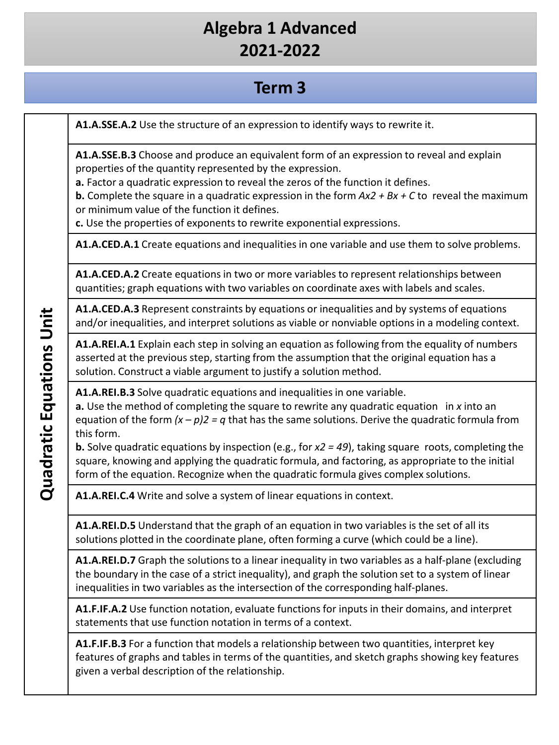# Algebra 1 Advanced
# 2021-2022

## Term 3

| Unit | Standards |
| --- | --- |
| **Quadratic Equations Unit** | **A1.A.SSE.A.2** Use the structure of an expression to identify ways to rewrite it. |
| | **A1.A.SSE.B.3** Choose and produce an equivalent form of an expression to reveal and explain properties of the quantity represented by the expression. **a.** Factor a quadratic expression to reveal the zeros of the function it defines. **b.** Complete the square in a quadratic expression in the form *Ax2 + Bx + C* to reveal the maximum or minimum value of the function it defines. **c.** Use the properties of exponents to rewrite exponential expressions. |
| | **A1.A.CED.A.1** Create equations and inequalities in one variable and use them to solve problems. |
| | **A1.A.CED.A.2** Create equations in two or more variables to represent relationships between quantities; graph equations with two variables on coordinate axes with labels and scales. |
| | **A1.A.CED.A.3** Represent constraints by equations or inequalities and by systems of equations and/or inequalities, and interpret solutions as viable or nonviable options in a modeling context. |
| | **A1.A.REI.A.1** Explain each step in solving an equation as following from the equality of numbers asserted at the previous step, starting from the assumption that the original equation has a solution. Construct a viable argument to justify a solution method. |
| | **A1.A.REI.B.3** Solve quadratic equations and inequalities in one variable. **a.** Use the method of completing the square to rewrite any quadratic equation in *x* into an equation of the form *(x – p)2 = q* that has the same solutions. Derive the quadratic formula from this form. **b.** Solve quadratic equations by inspection (e.g., for *x2 = 49*), taking square roots, completing the square, knowing and applying the quadratic formula, and factoring, as appropriate to the initial form of the equation. Recognize when the quadratic formula gives complex solutions. |
| | **A1.A.REI.C.4** Write and solve a system of linear equations in context. |
| | **A1.A.REI.D.5** Understand that the graph of an equation in two variables is the set of all its solutions plotted in the coordinate plane, often forming a curve (which could be a line). |
| | **A1.A.REI.D.7** Graph the solutions to a linear inequality in two variables as a half-plane (excluding the boundary in the case of a strict inequality), and graph the solution set to a system of linear inequalities in two variables as the intersection of the corresponding half-planes. |
| | **A1.F.IF.A.2** Use function notation, evaluate functions for inputs in their domains, and interpret statements that use function notation in terms of a context. |
| | **A1.F.IF.B.3** For a function that models a relationship between two quantities, interpret key features of graphs and tables in terms of the quantities, and sketch graphs showing key features given a verbal description of the relationship. |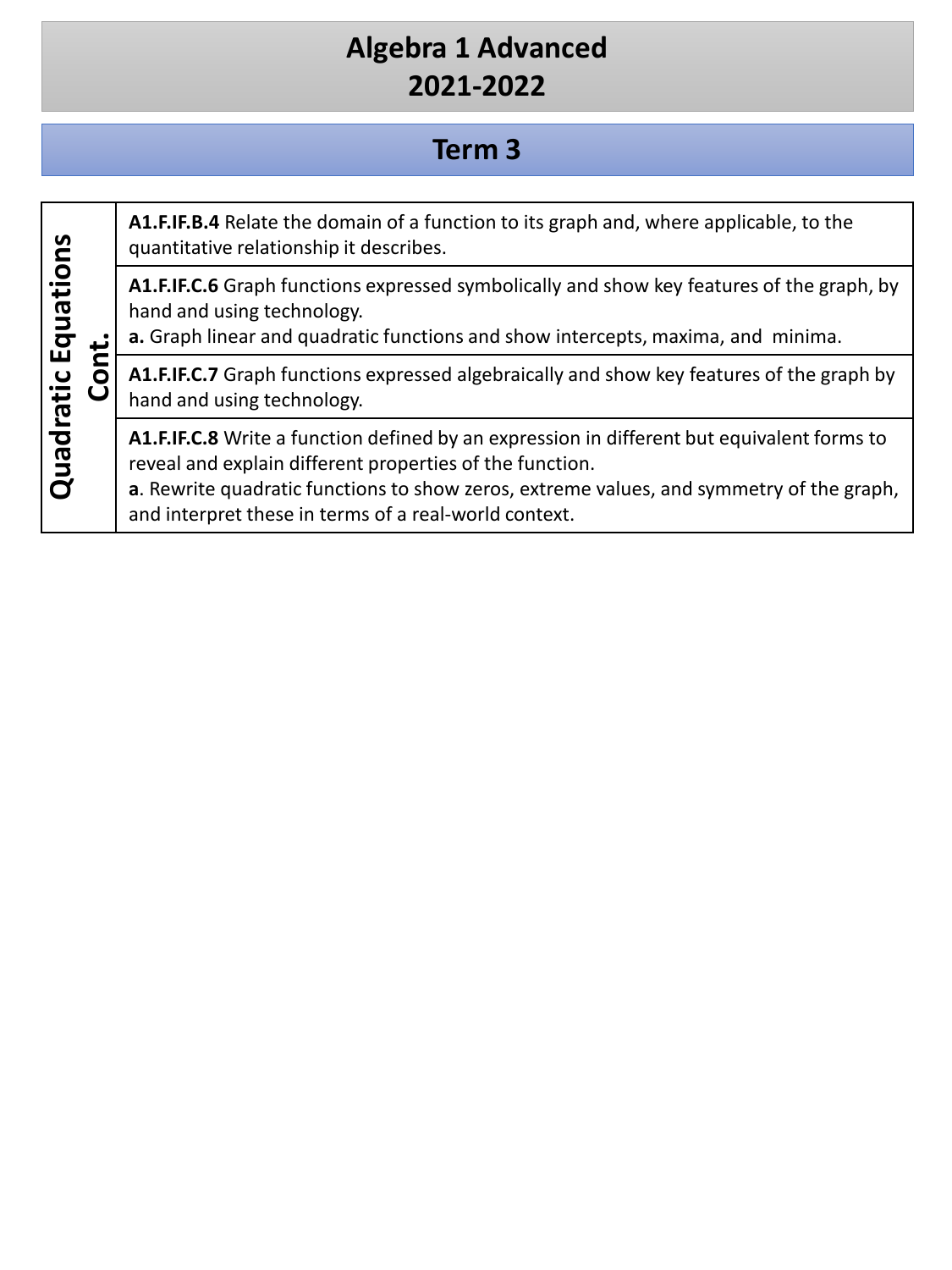# Algebra 1 Advanced
# 2021-2022

## Term 3

| Quadratic Equations Cont. | |
|---|---|
| | **A1.F.IF.B.4** Relate the domain of a function to its graph and, where applicable, to the quantitative relationship it describes. |
| | **A1.F.IF.C.6** Graph functions expressed symbolically and show key features of the graph, by hand and using technology.<br>**a.** Graph linear and quadratic functions and show intercepts, maxima, and minima. |
| | **A1.F.IF.C.7** Graph functions expressed algebraically and show key features of the graph by hand and using technology. |
| | **A1.F.IF.C.8** Write a function defined by an expression in different but equivalent forms to reveal and explain different properties of the function.<br>**a**. Rewrite quadratic functions to show zeros, extreme values, and symmetry of the graph, and interpret these in terms of a real-world context. |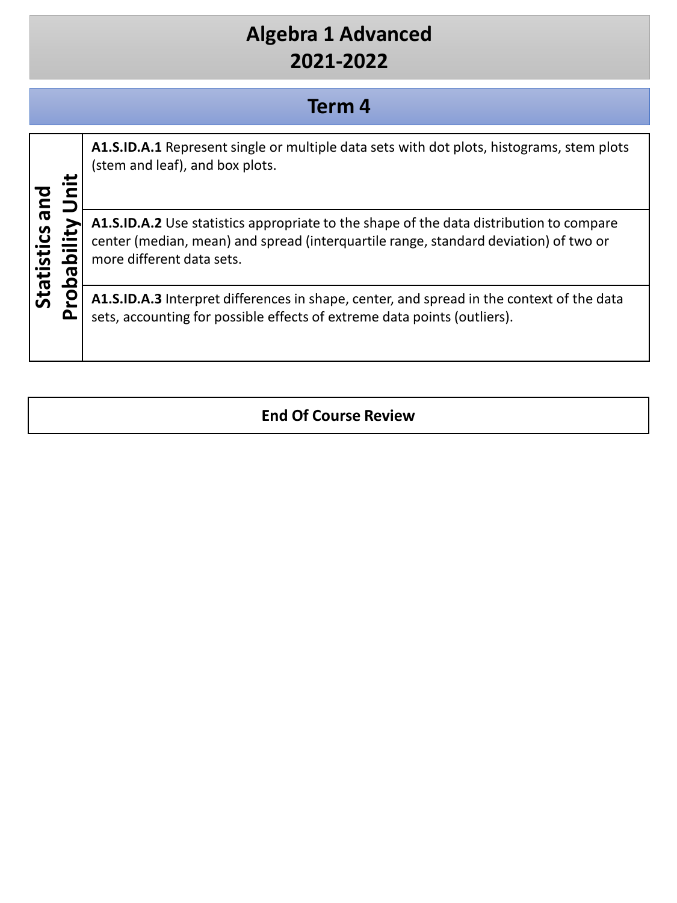# Algebra 1 Advanced
# 2021-2022

## Term 4

| | |
|---|---|
| **Statistics and Probability Unit** | **A1.S.ID.A.1** Represent single or multiple data sets with dot plots, histograms, stem plots (stem and leaf), and box plots. |
| | **A1.S.ID.A.2** Use statistics appropriate to the shape of the data distribution to compare center (median, mean) and spread (interquartile range, standard deviation) of two or more different data sets. |
| | **A1.S.ID.A.3** Interpret differences in shape, center, and spread in the context of the data sets, accounting for possible effects of extreme data points (outliers). |

**End Of Course Review**